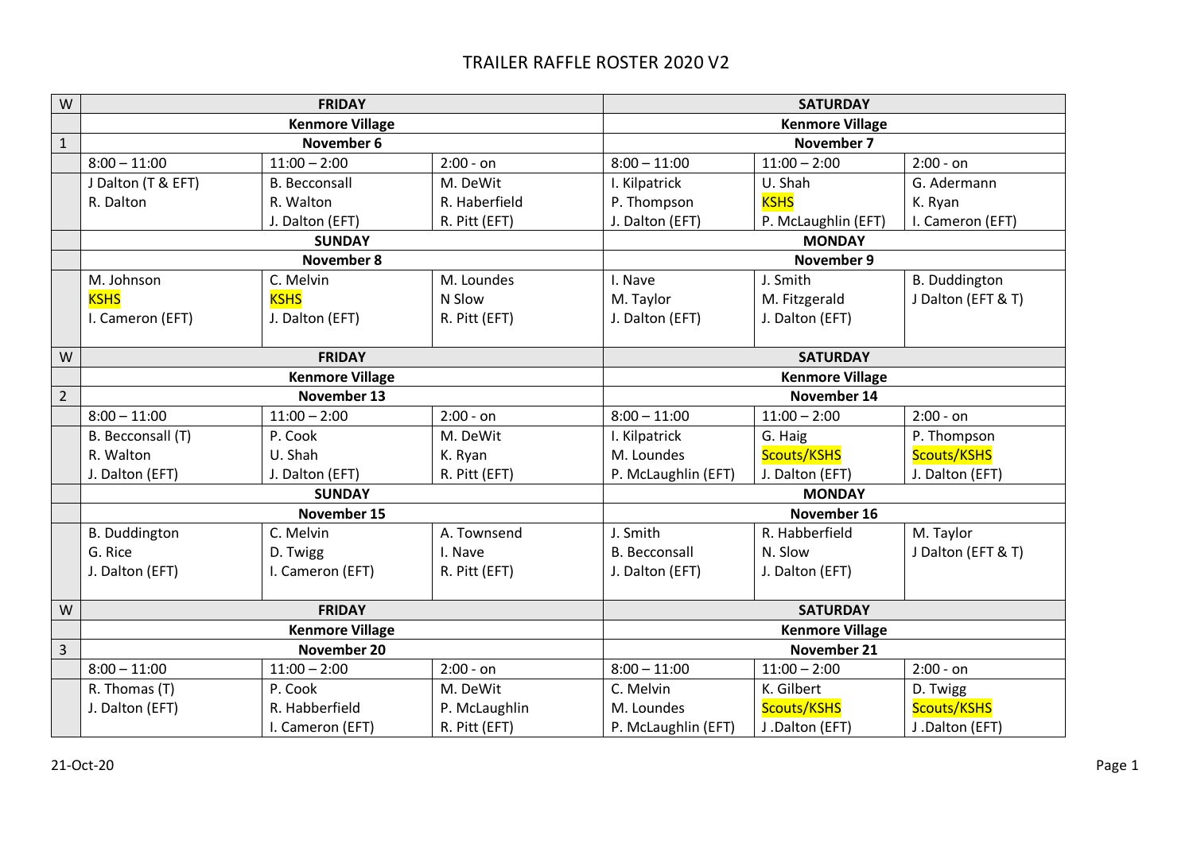# TRAILER RAFFLE ROSTER 2020 V2

| W | FRIDAY | | | SATURDAY | | |
|---|---|---|---|---|---|---|
| | Kenmore Village | | | Kenmore Village | | |
| 1 | November 6 | | | November 7 | | |
| | 8:00 – 11:00 | 11:00 – 2:00 | 2:00 - on | 8:00 – 11:00 | 11:00 – 2:00 | 2:00 - on |
| | J Dalton (T & EFT)<br>R. Dalton | B. Becconsall<br>R. Walton<br>J. Dalton (EFT) | M. DeWit<br>R. Haberfield<br>R. Pitt (EFT) | I. Kilpatrick<br>P. Thompson<br>J. Dalton (EFT) | U. Shah<br>KSHS<br>P. McLaughlin (EFT) | G. Adermann<br>K. Ryan<br>I. Cameron (EFT) |
| | SUNDAY | | | MONDAY | | |
| | November 8 | | | November 9 | | |
| | M. Johnson<br>KSHS<br>I. Cameron (EFT) | C. Melvin<br>KSHS<br>J. Dalton (EFT) | M. Loundes<br>N Slow<br>R. Pitt (EFT) | I. Nave<br>M. Taylor<br>J. Dalton (EFT) | J. Smith<br>M. Fitzgerald<br>J. Dalton (EFT) | B. Duddington<br>J Dalton (EFT & T) |
| W | FRIDAY | | | SATURDAY | | |
| | Kenmore Village | | | Kenmore Village | | |
| 2 | November 13 | | | November 14 | | |
| | 8:00 – 11:00 | 11:00 – 2:00 | 2:00 - on | 8:00 – 11:00 | 11:00 – 2:00 | 2:00 - on |
| | B. Becconsall (T)<br>R. Walton<br>J. Dalton (EFT) | P. Cook<br>U. Shah<br>J. Dalton (EFT) | M. DeWit<br>K. Ryan<br>R. Pitt (EFT) | I. Kilpatrick<br>M. Loundes<br>P. McLaughlin (EFT) | G. Haig<br>Scouts/KSHS<br>J. Dalton (EFT) | P. Thompson<br>Scouts/KSHS<br>J. Dalton (EFT) |
| | SUNDAY | | | MONDAY | | |
| | November 15 | | | November 16 | | |
| | B. Duddington<br>G. Rice<br>J. Dalton (EFT) | C. Melvin<br>D. Twigg<br>I. Cameron (EFT) | A. Townsend<br>I. Nave<br>R. Pitt (EFT) | J. Smith<br>B. Becconsall<br>J. Dalton (EFT) | R. Habberfield<br>N. Slow<br>J. Dalton (EFT) | M. Taylor<br>J Dalton (EFT & T) |
| W | FRIDAY | | | SATURDAY | | |
| | Kenmore Village | | | Kenmore Village | | |
| 3 | November 20 | | | November 21 | | |
| | 8:00 – 11:00 | 11:00 – 2:00 | 2:00 - on | 8:00 – 11:00 | 11:00 – 2:00 | 2:00 - on |
| | R. Thomas (T)<br>J. Dalton (EFT) | P. Cook<br>R. Habberfield<br>I. Cameron (EFT) | M. DeWit<br>P. McLaughlin<br>R. Pitt (EFT) | C. Melvin<br>M. Loundes<br>P. McLaughlin (EFT) | K. Gilbert<br>Scouts/KSHS<br>J .Dalton (EFT) | D. Twigg<br>Scouts/KSHS<br>J .Dalton (EFT) |

21-Oct-20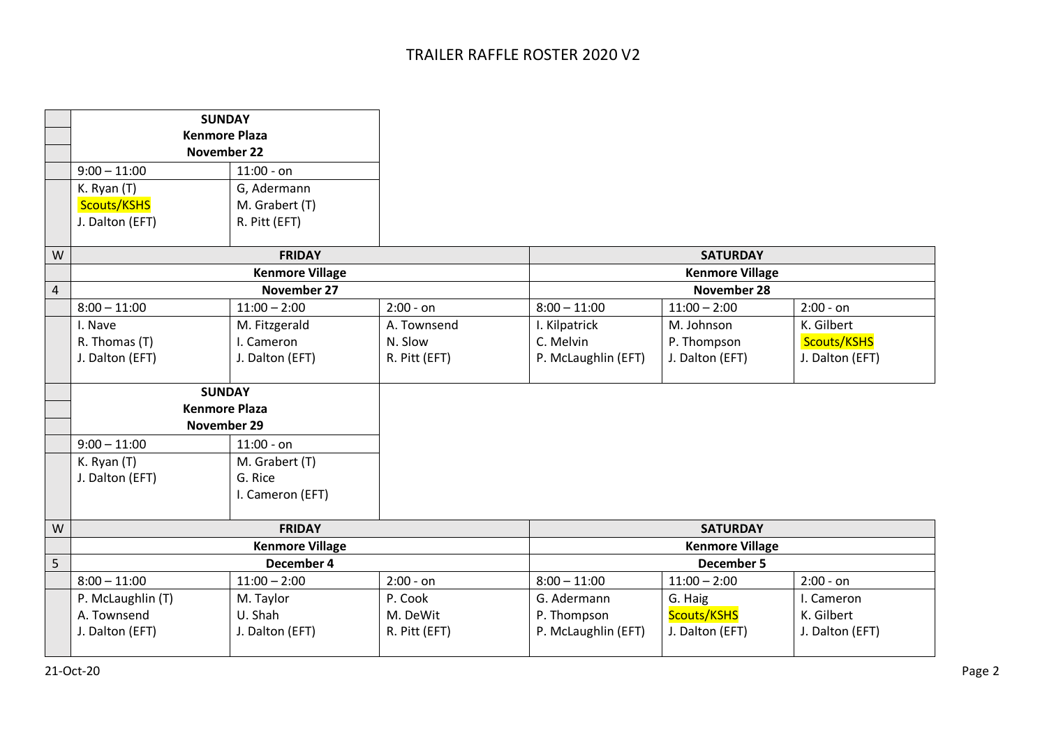# TRAILER RAFFLE ROSTER 2020 V2

| | SUNDAY | |
|---|---|---|
| | Kenmore Plaza | |
| | November 22 | |
| | 9:00 – 11:00 | 11:00 - on |
| | K. Ryan (T)<br>Scouts/KSHS<br>J. Dalton (EFT) | G, Adermann<br>M. Grabert (T)<br>R. Pitt (EFT) |

| W | FRIDAY | | | SATURDAY | | |
|---|---|---|---|---|---|---|
| | Kenmore Village | | | Kenmore Village | | |
| 4 | November 27 | | | November 28 | | |
| | 8:00 – 11:00 | 11:00 – 2:00 | 2:00 - on | 8:00 – 11:00 | 11:00 – 2:00 | 2:00 - on |
| | I. Nave<br>R. Thomas (T)<br>J. Dalton (EFT) | M. Fitzgerald<br>I. Cameron<br>J. Dalton (EFT) | A. Townsend<br>N. Slow<br>R. Pitt (EFT) | I. Kilpatrick<br>C. Melvin<br>P. McLaughlin (EFT) | M. Johnson<br>P. Thompson<br>J. Dalton (EFT) | K. Gilbert<br>Scouts/KSHS<br>J. Dalton (EFT) |

| | SUNDAY | |
|---|---|---|
| | Kenmore Plaza | |
| | November 29 | |
| | 9:00 – 11:00 | 11:00 - on |
| | K. Ryan (T)<br>J. Dalton (EFT) | M. Grabert (T)<br>G. Rice<br>I. Cameron (EFT) |

| W | FRIDAY | | | SATURDAY | | |
|---|---|---|---|---|---|---|
| | Kenmore Village | | | Kenmore Village | | |
| 5 | December 4 | | | December 5 | | |
| | 8:00 – 11:00 | 11:00 – 2:00 | 2:00 - on | 8:00 – 11:00 | 11:00 – 2:00 | 2:00 - on |
| | P. McLaughlin (T)<br>A. Townsend<br>J. Dalton (EFT) | M. Taylor<br>U. Shah<br>J. Dalton (EFT) | P. Cook<br>M. DeWit<br>R. Pitt (EFT) | G. Adermann<br>P. Thompson<br>P. McLaughlin (EFT) | G. Haig<br>Scouts/KSHS<br>J. Dalton (EFT) | I. Cameron<br>K. Gilbert<br>J. Dalton (EFT) |

21-Oct-20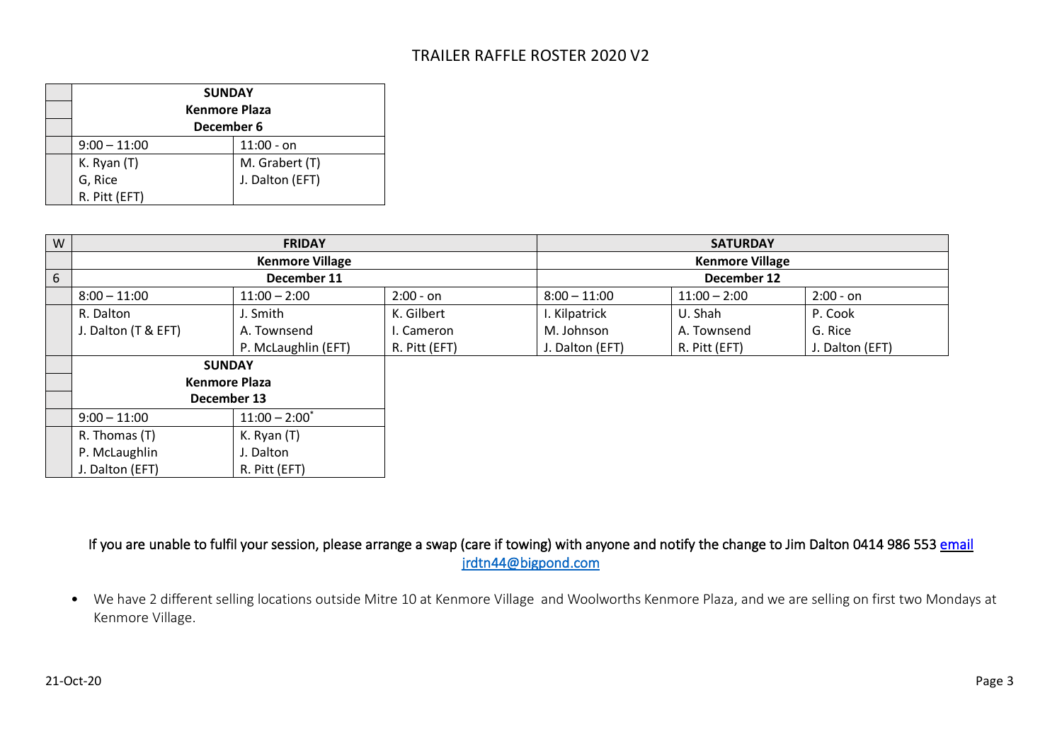# TRAILER RAFFLE ROSTER 2020 V2

| | SUNDAY<br>Kenmore Plaza<br>December 6 | |
|---|---|---|
| | 9:00 – 11:00 | 11:00 - on |
| | K. Ryan (T)<br>G, Rice<br>R. Pitt (EFT) | M. Grabert (T)<br>J. Dalton (EFT) |

| W | FRIDAY | | | SATURDAY | | |
|---|---|---|---|---|---|---|
| | Kenmore Village | | | Kenmore Village | | |
| 6 | December 11 | | | December 12 | | |
| | 8:00 – 11:00 | 11:00 – 2:00 | 2:00 - on | 8:00 – 11:00 | 11:00 – 2:00 | 2:00 - on |
| | R. Dalton<br>J. Dalton (T & EFT) | J. Smith<br>A. Townsend<br>P. McLaughlin (EFT) | K. Gilbert<br>I. Cameron<br>R. Pitt (EFT) | I. Kilpatrick<br>M. Johnson<br>J. Dalton (EFT) | U. Shah<br>A. Townsend<br>R. Pitt (EFT) | P. Cook<br>G. Rice<br>J. Dalton (EFT) |
| | SUNDAY<br>Kenmore Plaza<br>December 13 | | | | | |
| | 9:00 – 11:00 | 11:00 – 2:00* | | | | |
| | R. Thomas (T)<br>P. McLaughlin<br>J. Dalton (EFT) | K. Ryan (T)<br>J. Dalton<br>R. Pitt (EFT) | | | | |

If you are unable to fulfil your session, please arrange a swap (care if towing) with anyone and notify the change to Jim Dalton 0414 986 553 email jrdtn44@bigpond.com

- We have 2 different selling locations outside Mitre 10 at Kenmore Village and Woolworths Kenmore Plaza, and we are selling on first two Mondays at Kenmore Village.

21-Oct-20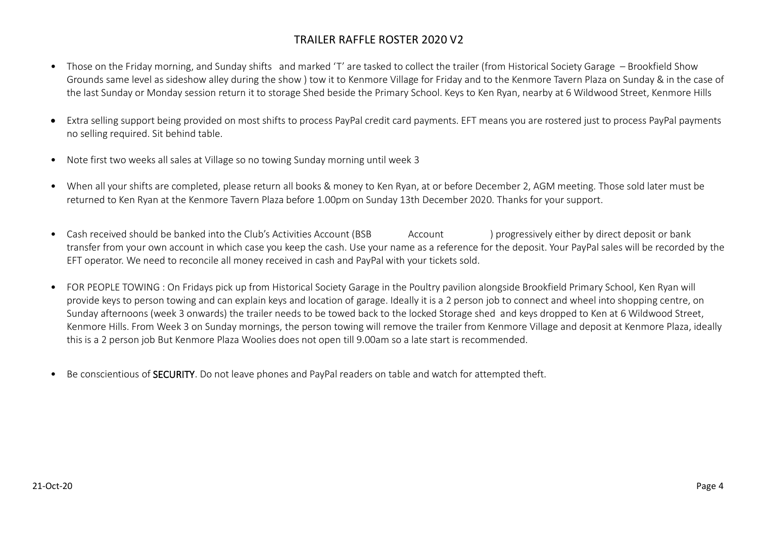# TRAILER RAFFLE ROSTER 2020 V2

- Those on the Friday morning, and Sunday shifts and marked 'T' are tasked to collect the trailer (from Historical Society Garage – Brookfield Show Grounds same level as sideshow alley during the show ) tow it to Kenmore Village for Friday and to the Kenmore Tavern Plaza on Sunday & in the case of the last Sunday or Monday session return it to storage Shed beside the Primary School. Keys to Ken Ryan, nearby at 6 Wildwood Street, Kenmore Hills

- Extra selling support being provided on most shifts to process PayPal credit card payments. EFT means you are rostered just to process PayPal payments no selling required. Sit behind table.

- Note first two weeks all sales at Village so no towing Sunday morning until week 3

- When all your shifts are completed, please return all books & money to Ken Ryan, at or before December 2, AGM meeting. Those sold later must be returned to Ken Ryan at the Kenmore Tavern Plaza before 1.00pm on Sunday 13th December 2020. Thanks for your support.

- Cash received should be banked into the Club's Activities Account (BSB Account ) progressively either by direct deposit or bank transfer from your own account in which case you keep the cash. Use your name as a reference for the deposit. Your PayPal sales will be recorded by the EFT operator. We need to reconcile all money received in cash and PayPal with your tickets sold.

- FOR PEOPLE TOWING : On Fridays pick up from Historical Society Garage in the Poultry pavilion alongside Brookfield Primary School, Ken Ryan will provide keys to person towing and can explain keys and location of garage. Ideally it is a 2 person job to connect and wheel into shopping centre, on Sunday afternoons (week 3 onwards) the trailer needs to be towed back to the locked Storage shed and keys dropped to Ken at 6 Wildwood Street, Kenmore Hills. From Week 3 on Sunday mornings, the person towing will remove the trailer from Kenmore Village and deposit at Kenmore Plaza, ideally this is a 2 person job But Kenmore Plaza Woolies does not open till 9.00am so a late start is recommended.

- Be conscientious of **SECURITY**. Do not leave phones and PayPal readers on table and watch for attempted theft.

21-Oct-20